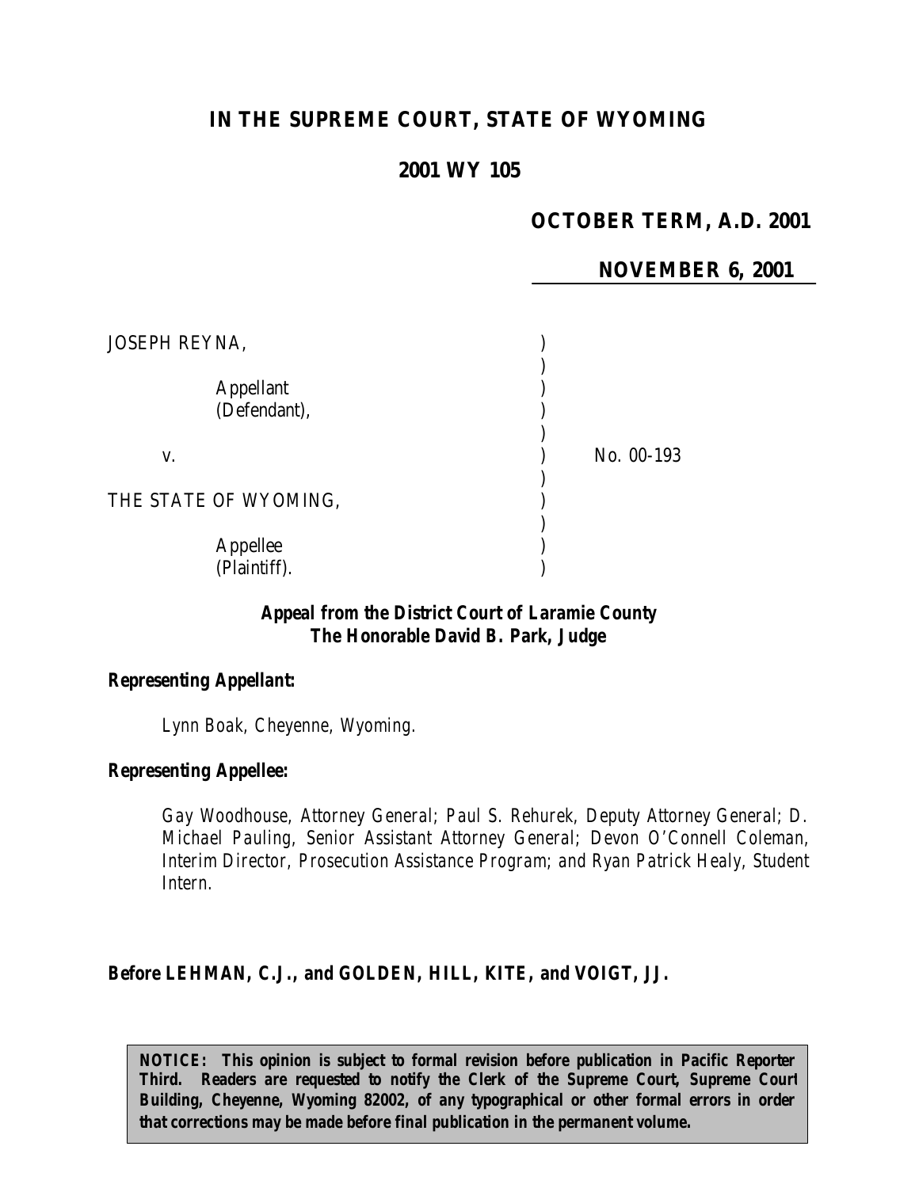**IN THE SUPREME COURT, STATE OF WYOMING**

**2001 WY 105**

**OCTOBER TERM, A.D. 2001**

**NOVEMBER 6, 2001**

JOSEPH REYNA,

Appellant (Defendant),

v.

THE STATE OF WYOMING,

Appellee (Plaintiff).

No. 00-193

**Appeal from the District Court of Laramie County**
**The Honorable David B. Park, Judge**

**Representing Appellant:**

Lynn Boak, Cheyenne, Wyoming.

**Representing Appellee:**

Gay Woodhouse, Attorney General; Paul S. Rehurek, Deputy Attorney General; D. Michael Pauling, Senior Assistant Attorney General; Devon O'Connell Coleman, Interim Director, Prosecution Assistance Program; and Ryan Patrick Healy, Student Intern.

**Before LEHMAN, C.J., and GOLDEN, HILL, KITE, and VOIGT, JJ.**

**NOTICE: This opinion is subject to formal revision before publication in Pacific Reporter Third. Readers are requested to notify the Clerk of the Supreme Court, Supreme Court Building, Cheyenne, Wyoming 82002, of any typographical or other formal errors in order that corrections may be made before final publication in the permanent volume.**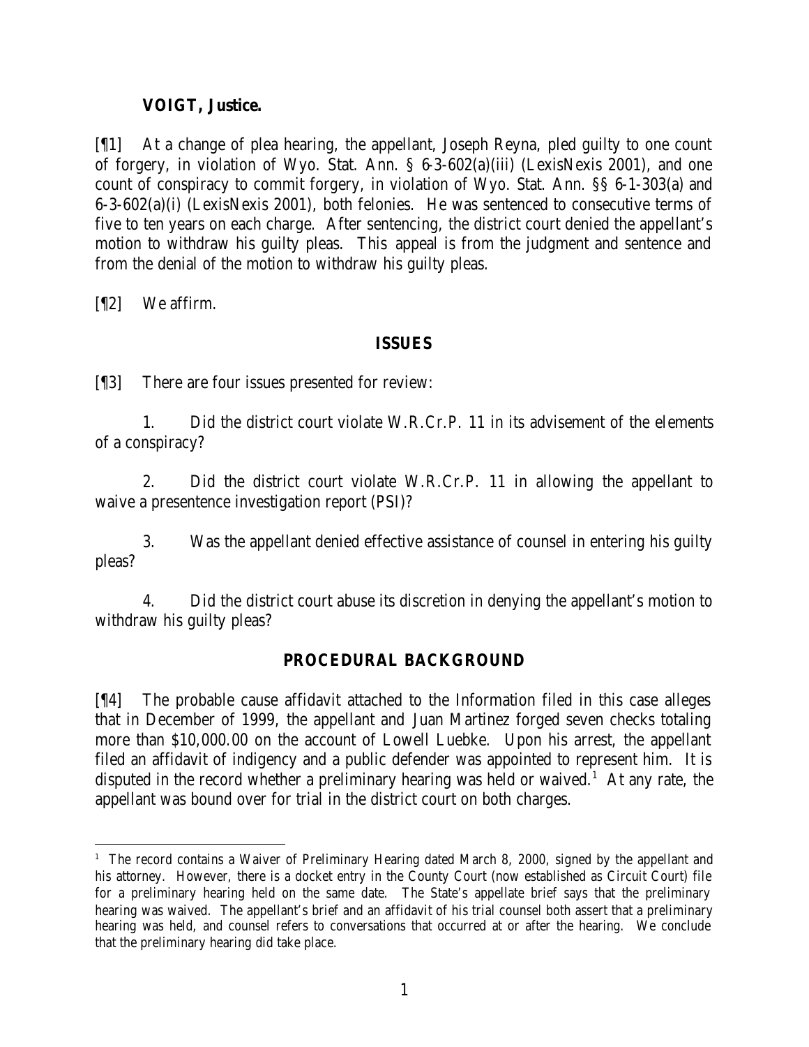**VOIGT, Justice.**

[¶1] At a change of plea hearing, the appellant, Joseph Reyna, pled guilty to one count of forgery, in violation of Wyo. Stat. Ann. § 6-3-602(a)(iii) (LexisNexis 2001), and one count of conspiracy to commit forgery, in violation of Wyo. Stat. Ann. §§ 6-1-303(a) and 6-3-602(a)(i) (LexisNexis 2001), both felonies. He was sentenced to consecutive terms of five to ten years on each charge. After sentencing, the district court denied the appellant's motion to withdraw his guilty pleas. This appeal is from the judgment and sentence and from the denial of the motion to withdraw his guilty pleas.

[¶2] We affirm.

## ISSUES

[¶3] There are four issues presented for review:

1. Did the district court violate W.R.Cr.P. 11 in its advisement of the elements of a conspiracy?

2. Did the district court violate W.R.Cr.P. 11 in allowing the appellant to waive a presentence investigation report (PSI)?

3. Was the appellant denied effective assistance of counsel in entering his guilty pleas?

4. Did the district court abuse its discretion in denying the appellant's motion to withdraw his guilty pleas?

## PROCEDURAL BACKGROUND

[¶4] The probable cause affidavit attached to the Information filed in this case alleges that in December of 1999, the appellant and Juan Martinez forged seven checks totaling more than $10,000.00 on the account of Lowell Luebke. Upon his arrest, the appellant filed an affidavit of indigency and a public defender was appointed to represent him. It is disputed in the record whether a preliminary hearing was held or waived.[1] At any rate, the appellant was bound over for trial in the district court on both charges.

[1] The record contains a Waiver of Preliminary Hearing dated March 8, 2000, signed by the appellant and his attorney. However, there is a docket entry in the County Court (now established as Circuit Court) file for a preliminary hearing held on the same date. The State's appellate brief says that the preliminary hearing was waived. The appellant's brief and an affidavit of his trial counsel both assert that a preliminary hearing was held, and counsel refers to conversations that occurred at or after the hearing. We conclude that the preliminary hearing did take place.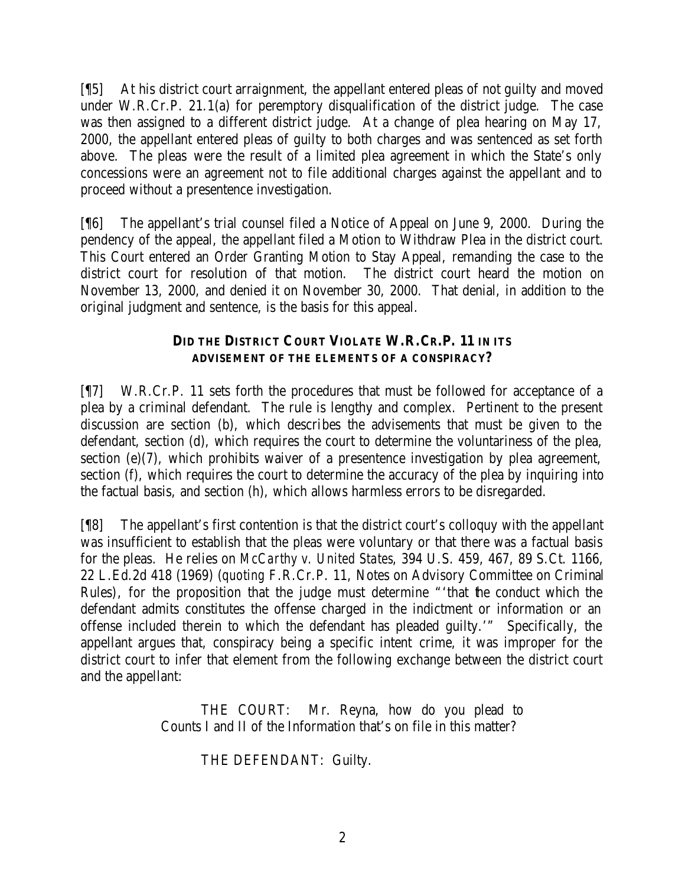[¶5] At his district court arraignment, the appellant entered pleas of not guilty and moved under W.R.Cr.P. 21.1(a) for peremptory disqualification of the district judge. The case was then assigned to a different district judge. At a change of plea hearing on May 17, 2000, the appellant entered pleas of guilty to both charges and was sentenced as set forth above. The pleas were the result of a limited plea agreement in which the State's only concessions were an agreement not to file additional charges against the appellant and to proceed without a presentence investigation.

[¶6] The appellant's trial counsel filed a Notice of Appeal on June 9, 2000. During the pendency of the appeal, the appellant filed a Motion to Withdraw Plea in the district court. This Court entered an Order Granting Motion to Stay Appeal, remanding the case to the district court for resolution of that motion. The district court heard the motion on November 13, 2000, and denied it on November 30, 2000. That denial, in addition to the original judgment and sentence, is the basis for this appeal.

## DID THE DISTRICT COURT VIOLATE W.R.CR.P. 11 IN ITS ADVISEMENT OF THE ELEMENTS OF A CONSPIRACY?

[¶7] W.R.Cr.P. 11 sets forth the procedures that must be followed for acceptance of a plea by a criminal defendant. The rule is lengthy and complex. Pertinent to the present discussion are section (b), which describes the advisements that must be given to the defendant, section (d), which requires the court to determine the voluntariness of the plea, section (e)(7), which prohibits waiver of a presentence investigation by plea agreement, section (f), which requires the court to determine the accuracy of the plea by inquiring into the factual basis, and section (h), which allows harmless errors to be disregarded.

[¶8] The appellant's first contention is that the district court's colloquy with the appellant was insufficient to establish that the pleas were voluntary or that there was a factual basis for the pleas. He relies on *McCarthy v. United States*, 394 U.S. 459, 467, 89 S.Ct. 1166, 22 L.Ed.2d 418 (1969) (*quoting* F.R.Cr.P. 11, Notes on Advisory Committee on Criminal Rules), for the proposition that the judge must determine "'that the conduct which the defendant admits constitutes the offense charged in the indictment or information or an offense included therein to which the defendant has pleaded guilty.'" Specifically, the appellant argues that, conspiracy being a specific intent crime, it was improper for the district court to infer that element from the following exchange between the district court and the appellant:

> THE COURT: Mr. Reyna, how do you plead to Counts I and II of the Information that's on file in this matter?
>
> THE DEFENDANT: Guilty.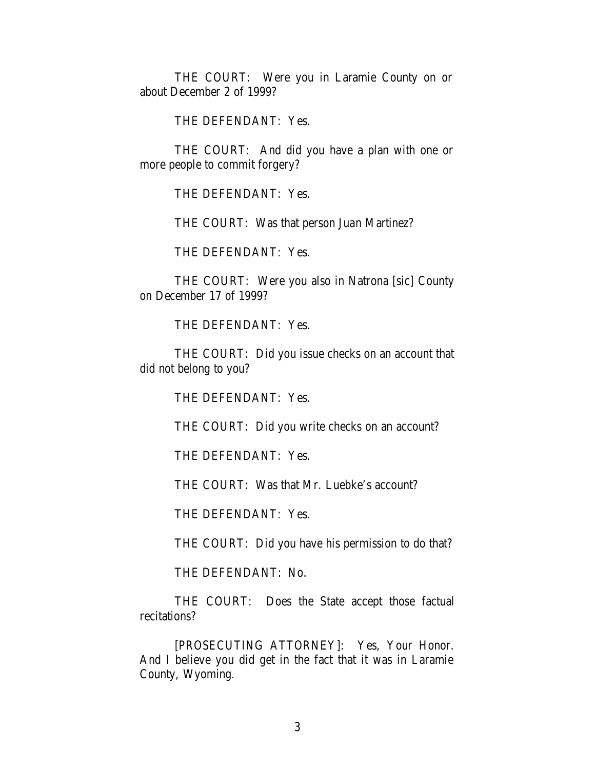THE COURT: Were you in Laramie County on or about December 2 of 1999?

THE DEFENDANT: Yes.

THE COURT: And did you have a plan with one or more people to commit forgery?

THE DEFENDANT: Yes.

THE COURT: Was that person Juan Martinez?

THE DEFENDANT: Yes.

THE COURT: Were you also in Natrona [sic] County on December 17 of 1999?

THE DEFENDANT: Yes.

THE COURT: Did you issue checks on an account that did not belong to you?

THE DEFENDANT: Yes.

THE COURT: Did you write checks on an account?

THE DEFENDANT: Yes.

THE COURT: Was that Mr. Luebke's account?

THE DEFENDANT: Yes.

THE COURT: Did you have his permission to do that?

THE DEFENDANT: No.

THE COURT: Does the State accept those factual recitations?

[PROSECUTING ATTORNEY]: Yes, Your Honor. And I believe you did get in the fact that it was in Laramie County, Wyoming.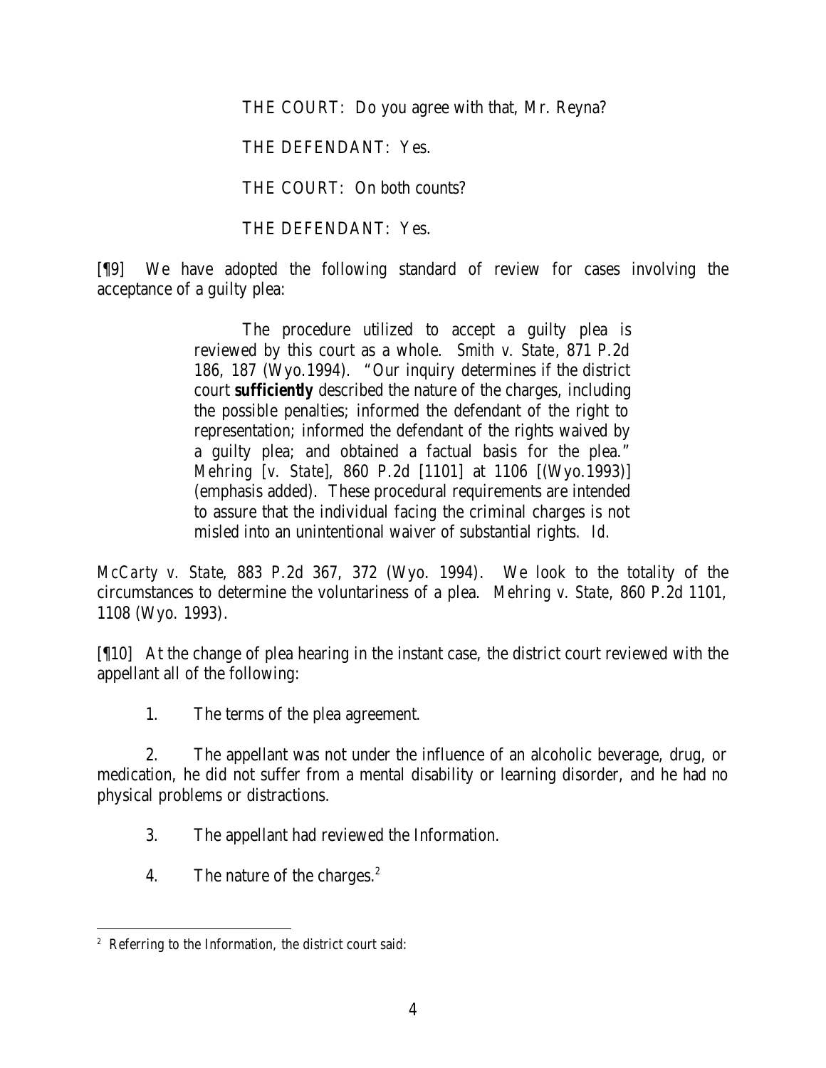THE COURT: Do you agree with that, Mr. Reyna?

THE DEFENDANT: Yes.

THE COURT: On both counts?

THE DEFENDANT: Yes.

[¶9] We have adopted the following standard of review for cases involving the acceptance of a guilty plea:

> The procedure utilized to accept a guilty plea is reviewed by this court as a whole. *Smith v. State*, 871 P.2d 186, 187 (Wyo.1994). "Our inquiry determines if the district court ***sufficiently*** described the nature of the charges, including the possible penalties; informed the defendant of the right to representation; informed the defendant of the rights waived by a guilty plea; and obtained a factual basis for the plea." *Mehring [v. State]*, 860 P.2d [1101] at 1106 [(Wyo.1993)] (emphasis added). These procedural requirements are intended to assure that the individual facing the criminal charges is not misled into an unintentional waiver of substantial rights. *Id.*

*McCarty v. State*, 883 P.2d 367, 372 (Wyo. 1994). We look to the totality of the circumstances to determine the voluntariness of a plea. *Mehring v. State*, 860 P.2d 1101, 1108 (Wyo. 1993).

[¶10] At the change of plea hearing in the instant case, the district court reviewed with the appellant all of the following:

1. The terms of the plea agreement.

2. The appellant was not under the influence of an alcoholic beverage, drug, or medication, he did not suffer from a mental disability or learning disorder, and he had no physical problems or distractions.

3. The appellant had reviewed the Information.

4. The nature of the charges.[2]

---

[2] Referring to the Information, the district court said: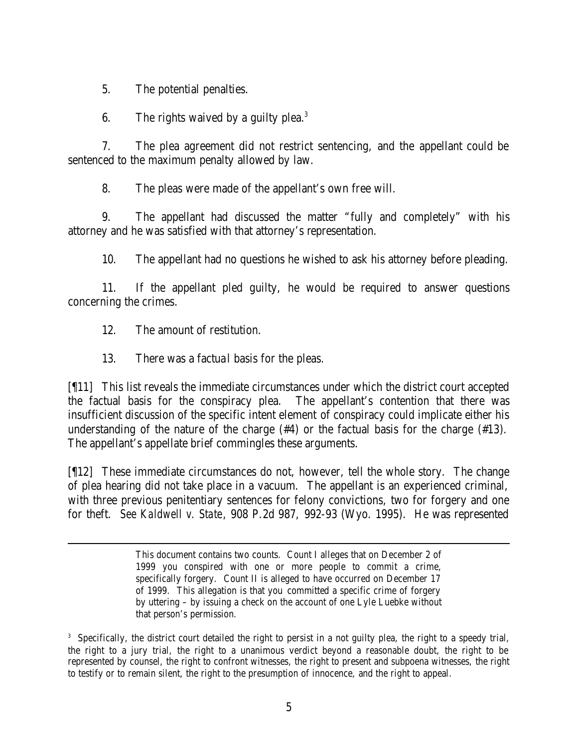5. The potential penalties.

6. The rights waived by a guilty plea.[3]

7. The plea agreement did not restrict sentencing, and the appellant could be sentenced to the maximum penalty allowed by law.

8. The pleas were made of the appellant's own free will.

9. The appellant had discussed the matter "fully and completely" with his attorney and he was satisfied with that attorney's representation.

10. The appellant had no questions he wished to ask his attorney before pleading.

11. If the appellant pled guilty, he would be required to answer questions concerning the crimes.

12. The amount of restitution.

13. There was a factual basis for the pleas.

[¶11] This list reveals the immediate circumstances under which the district court accepted the factual basis for the conspiracy plea. The appellant's contention that there was insufficient discussion of the specific intent element of conspiracy could implicate either his understanding of the nature of the charge (#4) or the factual basis for the charge (#13). The appellant's appellate brief commingles these arguments.

[¶12] These immediate circumstances do not, however, tell the whole story. The change of plea hearing did not take place in a vacuum. The appellant is an experienced criminal, with three previous penitentiary sentences for felony convictions, two for forgery and one for theft. *See Kaldwell v. State*, 908 P.2d 987, 992-93 (Wyo. 1995). He was represented

> This document contains two counts. Count I alleges that on December 2 of 1999 you conspired with one or more people to commit a crime, specifically forgery. Count II is alleged to have occurred on December 17 of 1999. This allegation is that you committed a specific crime of forgery by uttering – by issuing a check on the account of one Lyle Luebke without that person's permission.

[3] Specifically, the district court detailed the right to persist in a not guilty plea, the right to a speedy trial, the right to a jury trial, the right to a unanimous verdict beyond a reasonable doubt, the right to be represented by counsel, the right to confront witnesses, the right to present and subpoena witnesses, the right to testify or to remain silent, the right to the presumption of innocence, and the right to appeal.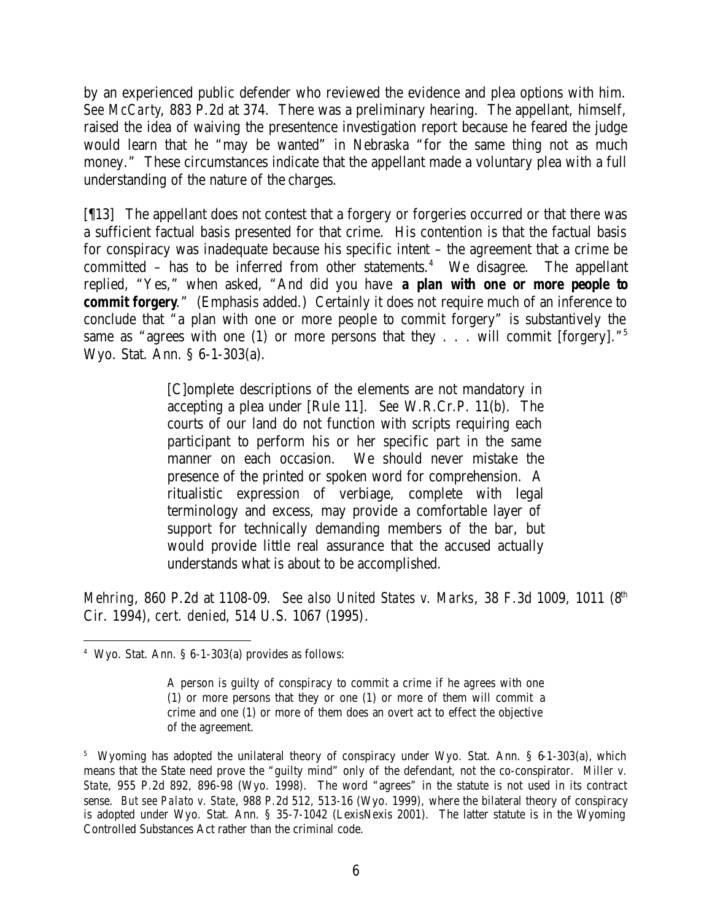by an experienced public defender who reviewed the evidence and plea options with him. *See McCarty*, 883 P.2d at 374. There was a preliminary hearing. The appellant, himself, raised the idea of waiving the presentence investigation report because he feared the judge would learn that he "may be wanted" in Nebraska "for the same thing not as much money." These circumstances indicate that the appellant made a voluntary plea with a full understanding of the nature of the charges.

[¶13] The appellant does not contest that a forgery or forgeries occurred or that there was a sufficient factual basis presented for that crime. His contention is that the factual basis for conspiracy was inadequate because his specific intent – the agreement that a crime be committed – has to be inferred from other statements.[4] We disagree. The appellant replied, "Yes," when asked, "And did you have **a plan with one or more people to commit forgery**." (Emphasis added.) Certainly it does not require much of an inference to conclude that "a plan with one or more people to commit forgery" is substantively the same as "agrees with one (1) or more persons that they . . . will commit [forgery]."[5] Wyo. Stat. Ann. § 6-1-303(a).

> [C]omplete descriptions of the elements are not mandatory in accepting a plea under [Rule 11]. *See* W.R.Cr.P. 11(b). The courts of our land do not function with scripts requiring each participant to perform his or her specific part in the same manner on each occasion. We should never mistake the presence of the printed or spoken word for comprehension. A ritualistic expression of verbiage, complete with legal terminology and excess, may provide a comfortable layer of support for technically demanding members of the bar, but would provide little real assurance that the accused actually understands what is about to be accomplished.

*Mehring*, 860 P.2d at 1108-09. *See also United States v. Marks*, 38 F.3d 1009, 1011 (8th Cir. 1994), *cert. denied*, 514 U.S. 1067 (1995).

---

[4] Wyo. Stat. Ann. § 6-1-303(a) provides as follows:

> A person is guilty of conspiracy to commit a crime if he agrees with one (1) or more persons that they or one (1) or more of them will commit a crime and one (1) or more of them does an overt act to effect the objective of the agreement.

[5] Wyoming has adopted the unilateral theory of conspiracy under Wyo. Stat. Ann. § 6-1-303(a), which means that the State need prove the "guilty mind" only of the defendant, not the co-conspirator. *Miller v. State*, 955 P.2d 892, 896-98 (Wyo. 1998). The word "agrees" in the statute is not used in its contract sense. *But see Palato v. State*, 988 P.2d 512, 513-16 (Wyo. 1999), where the bilateral theory of conspiracy is adopted under Wyo. Stat. Ann. § 35-7-1042 (LexisNexis 2001). The latter statute is in the Wyoming Controlled Substances Act rather than the criminal code.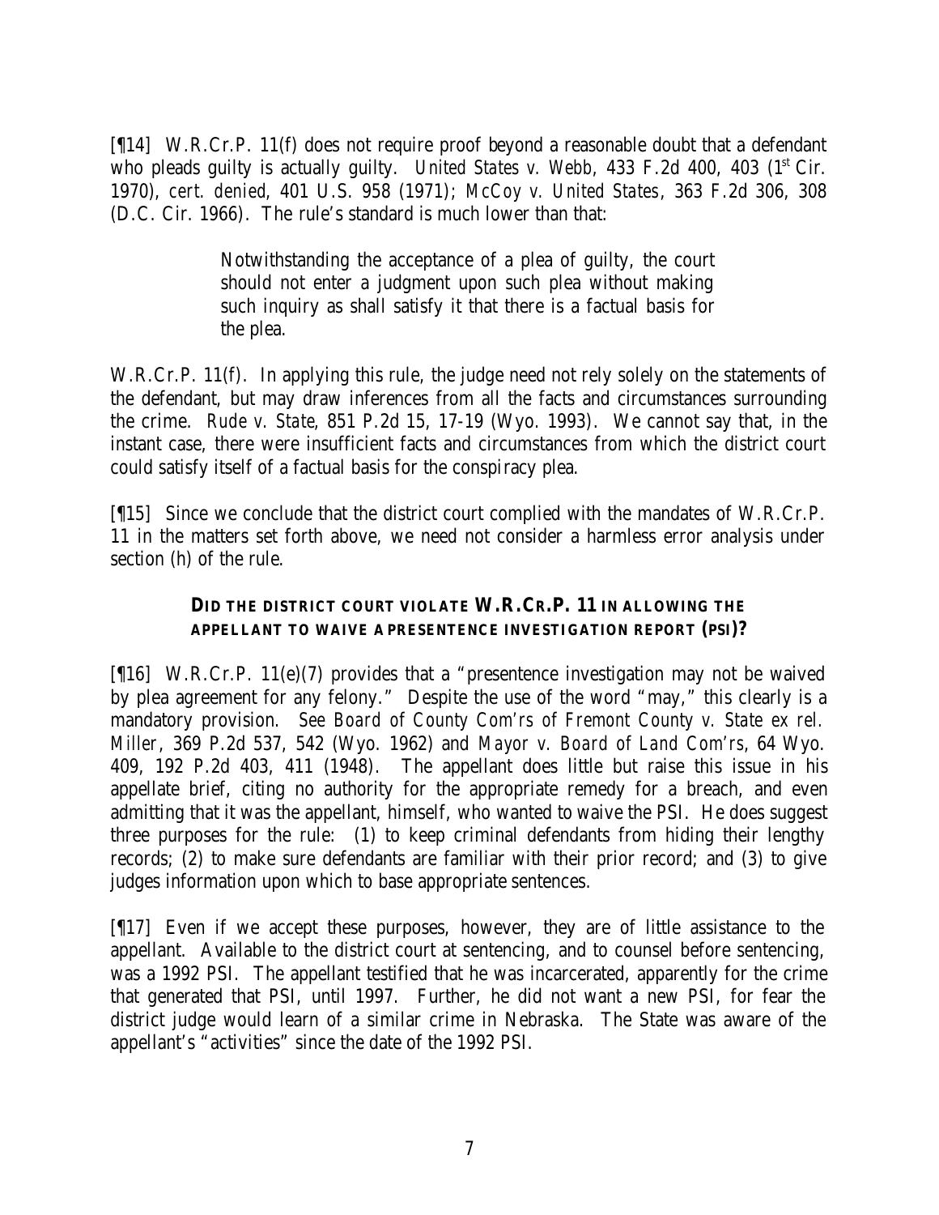[¶14] W.R.Cr.P. 11(f) does not require proof beyond a reasonable doubt that a defendant who pleads guilty is actually guilty. *United States v. Webb*, 433 F.2d 400, 403 (1st Cir. 1970), *cert. denied*, 401 U.S. 958 (1971); *McCoy v. United States*, 363 F.2d 306, 308 (D.C. Cir. 1966). The rule's standard is much lower than that:

> Notwithstanding the acceptance of a plea of guilty, the court should not enter a judgment upon such plea without making such inquiry as shall satisfy it that there is a factual basis for the plea.

W.R.Cr.P. 11(f). In applying this rule, the judge need not rely solely on the statements of the defendant, but may draw inferences from all the facts and circumstances surrounding the crime. *Rude v. State*, 851 P.2d 15, 17-19 (Wyo. 1993). We cannot say that, in the instant case, there were insufficient facts and circumstances from which the district court could satisfy itself of a factual basis for the conspiracy plea.

[¶15] Since we conclude that the district court complied with the mandates of W.R.Cr.P. 11 in the matters set forth above, we need not consider a harmless error analysis under section (h) of the rule.

### DID THE DISTRICT COURT VIOLATE W.R.CR.P. 11 IN ALLOWING THE APPELLANT TO WAIVE A PRESENTENCE INVESTIGATION REPORT (PSI)?

[¶16] W.R.Cr.P. 11(e)(7) provides that a "presentence investigation may not be waived by plea agreement for any felony." Despite the use of the word "may," this clearly is a mandatory provision. *See Board of County Com'rs of Fremont County v. State ex rel. Miller*, 369 P.2d 537, 542 (Wyo. 1962) and *Mayor v. Board of Land Com'rs*, 64 Wyo. 409, 192 P.2d 403, 411 (1948). The appellant does little but raise this issue in his appellate brief, citing no authority for the appropriate remedy for a breach, and even admitting that it was the appellant, himself, who wanted to waive the PSI. He does suggest three purposes for the rule: (1) to keep criminal defendants from hiding their lengthy records; (2) to make sure defendants are familiar with their prior record; and (3) to give judges information upon which to base appropriate sentences.

[¶17] Even if we accept these purposes, however, they are of little assistance to the appellant. Available to the district court at sentencing, and to counsel before sentencing, was a 1992 PSI. The appellant testified that he was incarcerated, apparently for the crime that generated that PSI, until 1997. Further, he did not want a new PSI, for fear the district judge would learn of a similar crime in Nebraska. The State was aware of the appellant's "activities" since the date of the 1992 PSI.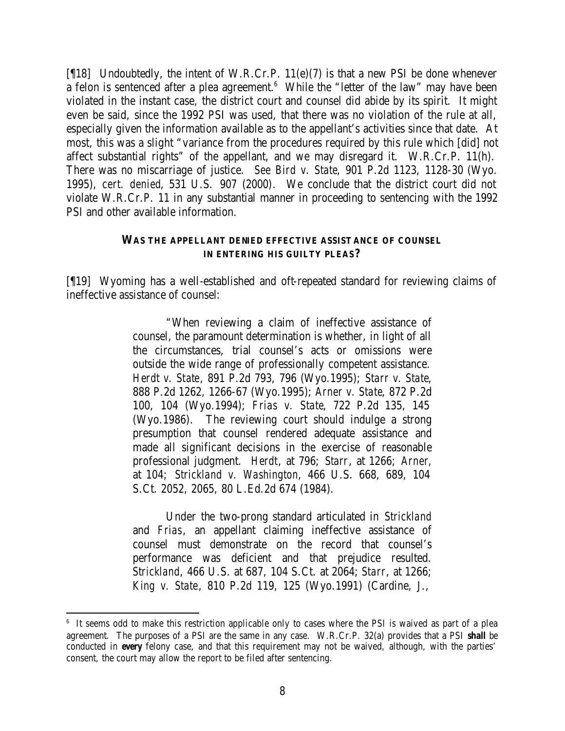[¶18] Undoubtedly, the intent of W.R.Cr.P. 11(e)(7) is that a new PSI be done whenever a felon is sentenced after a plea agreement.[6] While the "letter of the law" may have been violated in the instant case, the district court and counsel did abide by its spirit. It might even be said, since the 1992 PSI was used, that there was no violation of the rule at all, especially given the information available as to the appellant's activities since that date. At most, this was a slight "variance from the procedures required by this rule which [did] not affect substantial rights" of the appellant, and we may disregard it. W.R.Cr.P. 11(h). There was no miscarriage of justice. *See Bird v. State*, 901 P.2d 1123, 1128-30 (Wyo. 1995), *cert. denied*, 531 U.S. 907 (2000). We conclude that the district court did not violate W.R.Cr.P. 11 in any substantial manner in proceeding to sentencing with the 1992 PSI and other available information.

### WAS THE APPELLANT DENIED EFFECTIVE ASSISTANCE OF COUNSEL IN ENTERING HIS GUILTY PLEAS?

[¶19] Wyoming has a well-established and oft-repeated standard for reviewing claims of ineffective assistance of counsel:

> "When reviewing a claim of ineffective assistance of counsel, the paramount determination is whether, in light of all the circumstances, trial counsel's acts or omissions were outside the wide range of professionally competent assistance. *Herdt v. State*, 891 P.2d 793, 796 (Wyo.1995); *Starr v. State*, 888 P.2d 1262, 1266-67 (Wyo.1995); *Arner v. State*, 872 P.2d 100, 104 (Wyo.1994); *Frias v. State*, 722 P.2d 135, 145 (Wyo.1986). The reviewing court should indulge a strong presumption that counsel rendered adequate assistance and made all significant decisions in the exercise of reasonable professional judgment. *Herdt*, at 796; *Starr*, at 1266; *Arner*, at 104; *Strickland v. Washington*, 466 U.S. 668, 689, 104 S.Ct. 2052, 2065, 80 L.Ed.2d 674 (1984).
>
> Under the two-prong standard articulated in *Strickland* and *Frias*, an appellant claiming ineffective assistance of counsel must demonstrate on the record that counsel's performance was deficient and that prejudice resulted. *Strickland*, 466 U.S. at 687, 104 S.Ct. at 2064; *Starr*, at 1266; *King v. State*, 810 P.2d 119, 125 (Wyo.1991) (Cardine, J.,

[6] It seems odd to make this restriction applicable only to cases where the PSI is waived as part of a plea agreement. The purposes of a PSI are the same in any case. W.R.Cr.P. 32(a) provides that a PSI **shall** be conducted in **every** felony case, and that this requirement may not be waived, although, with the parties' consent, the court may allow the report to be filed after sentencing.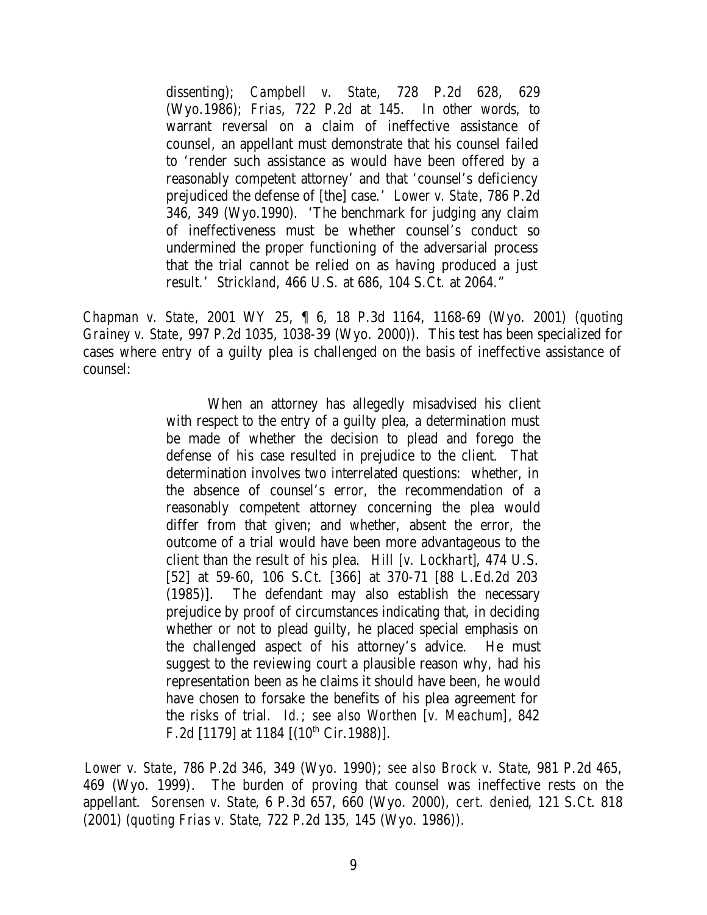> dissenting); *Campbell v. State*, 728 P.2d 628, 629 (Wyo.1986); *Frias*, 722 P.2d at 145. In other words, to warrant reversal on a claim of ineffective assistance of counsel, an appellant must demonstrate that his counsel failed to 'render such assistance as would have been offered by a reasonably competent attorney' and that 'counsel's deficiency prejudiced the defense of [the] case.' *Lower v. State*, 786 P.2d 346, 349 (Wyo.1990). 'The benchmark for judging any claim of ineffectiveness must be whether counsel's conduct so undermined the proper functioning of the adversarial process that the trial cannot be relied on as having produced a just result.' *Strickland*, 466 U.S. at 686, 104 S.Ct. at 2064."

*Chapman v. State*, 2001 WY 25, ¶ 6, 18 P.3d 1164, 1168-69 (Wyo. 2001) (*quoting Grainey v. State*, 997 P.2d 1035, 1038-39 (Wyo. 2000)). This test has been specialized for cases where entry of a guilty plea is challenged on the basis of ineffective assistance of counsel:

> When an attorney has allegedly misadvised his client with respect to the entry of a guilty plea, a determination must be made of whether the decision to plead and forego the defense of his case resulted in prejudice to the client. That determination involves two interrelated questions: whether, in the absence of counsel's error, the recommendation of a reasonably competent attorney concerning the plea would differ from that given; and whether, absent the error, the outcome of a trial would have been more advantageous to the client than the result of his plea. *Hill [v. Lockhart]*, 474 U.S. [52] at 59-60, 106 S.Ct. [366] at 370-71 [88 L.Ed.2d 203 (1985)]. The defendant may also establish the necessary prejudice by proof of circumstances indicating that, in deciding whether or not to plead guilty, he placed special emphasis on the challenged aspect of his attorney's advice. He must suggest to the reviewing court a plausible reason why, had his representation been as he claims it should have been, he would have chosen to forsake the benefits of his plea agreement for the risks of trial. *Id.*; *see also Worthen [v. Meachum]*, 842 F.2d [1179] at 1184 [(10th Cir.1988)].

*Lower v. State*, 786 P.2d 346, 349 (Wyo. 1990); *see also Brock v. State*, 981 P.2d 465, 469 (Wyo. 1999). The burden of proving that counsel was ineffective rests on the appellant. *Sorensen v. State*, 6 P.3d 657, 660 (Wyo. 2000), *cert. denied*, 121 S.Ct. 818 (2001) (*quoting Frias v. State*, 722 P.2d 135, 145 (Wyo. 1986)).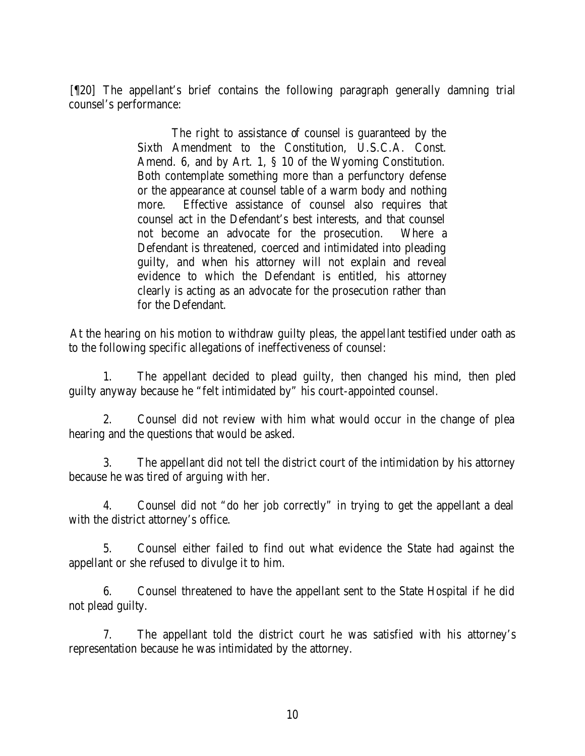[¶20] The appellant's brief contains the following paragraph generally damning trial counsel's performance:

> The right to assistance of counsel is guaranteed by the Sixth Amendment to the Constitution, U.S.C.A. Const. Amend. 6, and by Art. 1, § 10 of the Wyoming Constitution. Both contemplate something more than a perfunctory defense or the appearance at counsel table of a warm body and nothing more. Effective assistance of counsel also requires that counsel act in the Defendant's best interests, and that counsel not become an advocate for the prosecution. Where a Defendant is threatened, coerced and intimidated into pleading guilty, and when his attorney will not explain and reveal evidence to which the Defendant is entitled, his attorney clearly is acting as an advocate for the prosecution rather than for the Defendant.

At the hearing on his motion to withdraw guilty pleas, the appellant testified under oath as to the following specific allegations of ineffectiveness of counsel:

1. The appellant decided to plead guilty, then changed his mind, then pled guilty anyway because he "felt intimidated by" his court-appointed counsel.

2. Counsel did not review with him what would occur in the change of plea hearing and the questions that would be asked.

3. The appellant did not tell the district court of the intimidation by his attorney because he was tired of arguing with her.

4. Counsel did not "do her job correctly" in trying to get the appellant a deal with the district attorney's office.

5. Counsel either failed to find out what evidence the State had against the appellant or she refused to divulge it to him.

6. Counsel threatened to have the appellant sent to the State Hospital if he did not plead guilty.

7. The appellant told the district court he was satisfied with his attorney's representation because he was intimidated by the attorney.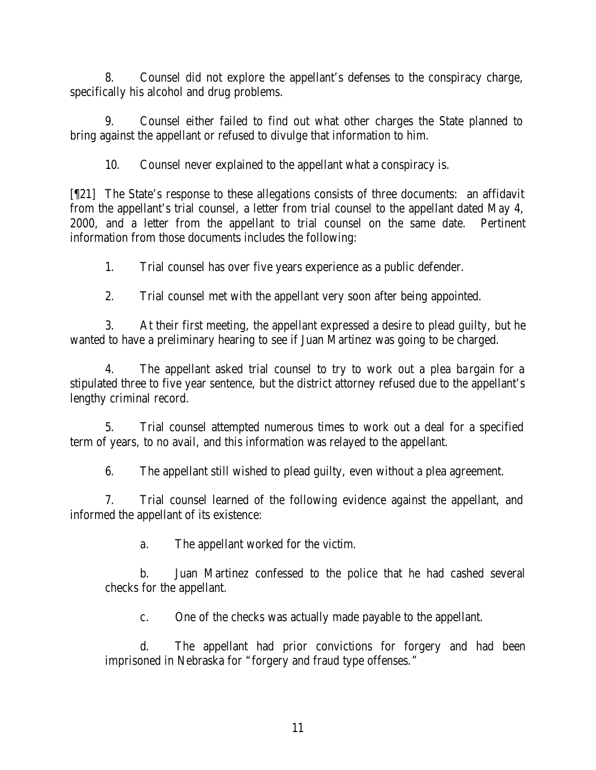8. Counsel did not explore the appellant's defenses to the conspiracy charge, specifically his alcohol and drug problems.

9. Counsel either failed to find out what other charges the State planned to bring against the appellant or refused to divulge that information to him.

10. Counsel never explained to the appellant what a conspiracy is.

[¶21] The State's response to these allegations consists of three documents: an affidavit from the appellant's trial counsel, a letter from trial counsel to the appellant dated May 4, 2000, and a letter from the appellant to trial counsel on the same date. Pertinent information from those documents includes the following:

1. Trial counsel has over five years experience as a public defender.

2. Trial counsel met with the appellant very soon after being appointed.

3. At their first meeting, the appellant expressed a desire to plead guilty, but he wanted to have a preliminary hearing to see if Juan Martinez was going to be charged.

4. The appellant asked trial counsel to try to work out a plea bargain for a stipulated three to five year sentence, but the district attorney refused due to the appellant's lengthy criminal record.

5. Trial counsel attempted numerous times to work out a deal for a specified term of years, to no avail, and this information was relayed to the appellant.

6. The appellant still wished to plead guilty, even without a plea agreement.

7. Trial counsel learned of the following evidence against the appellant, and informed the appellant of its existence:

   a. The appellant worked for the victim.

   b. Juan Martinez confessed to the police that he had cashed several checks for the appellant.

   c. One of the checks was actually made payable to the appellant.

   d. The appellant had prior convictions for forgery and had been imprisoned in Nebraska for "forgery and fraud type offenses."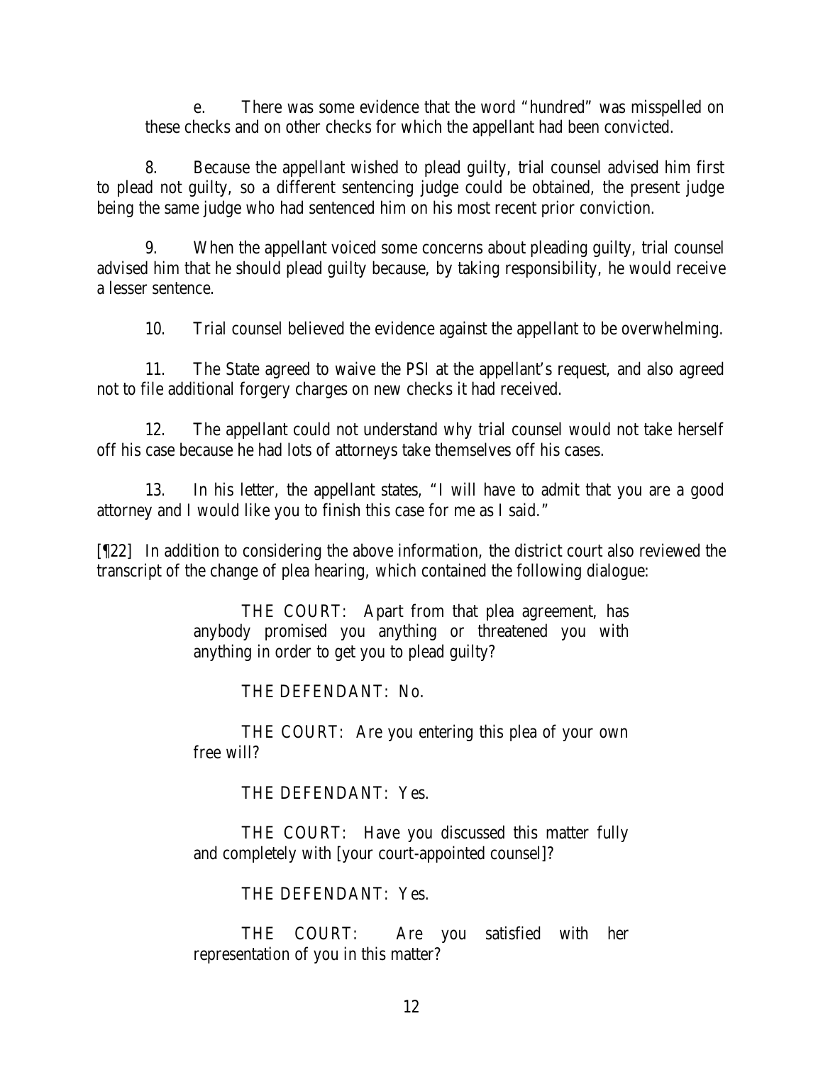e. There was some evidence that the word "hundred" was misspelled on these checks and on other checks for which the appellant had been convicted.

8. Because the appellant wished to plead guilty, trial counsel advised him first to plead not guilty, so a different sentencing judge could be obtained, the present judge being the same judge who had sentenced him on his most recent prior conviction.

9. When the appellant voiced some concerns about pleading guilty, trial counsel advised him that he should plead guilty because, by taking responsibility, he would receive a lesser sentence.

10. Trial counsel believed the evidence against the appellant to be overwhelming.

11. The State agreed to waive the PSI at the appellant's request, and also agreed not to file additional forgery charges on new checks it had received.

12. The appellant could not understand why trial counsel would not take herself off his case because he had lots of attorneys take themselves off his cases.

13. In his letter, the appellant states, "I will have to admit that you are a good attorney and I would like you to finish this case for me as I said."

[¶22] In addition to considering the above information, the district court also reviewed the transcript of the change of plea hearing, which contained the following dialogue:

> THE COURT: Apart from that plea agreement, has anybody promised you anything or threatened you with anything in order to get you to plead guilty?
>
> THE DEFENDANT: No.
>
> THE COURT: Are you entering this plea of your own free will?
>
> THE DEFENDANT: Yes.
>
> THE COURT: Have you discussed this matter fully and completely with [your court-appointed counsel]?
>
> THE DEFENDANT: Yes.
>
> THE COURT: Are you satisfied with her representation of you in this matter?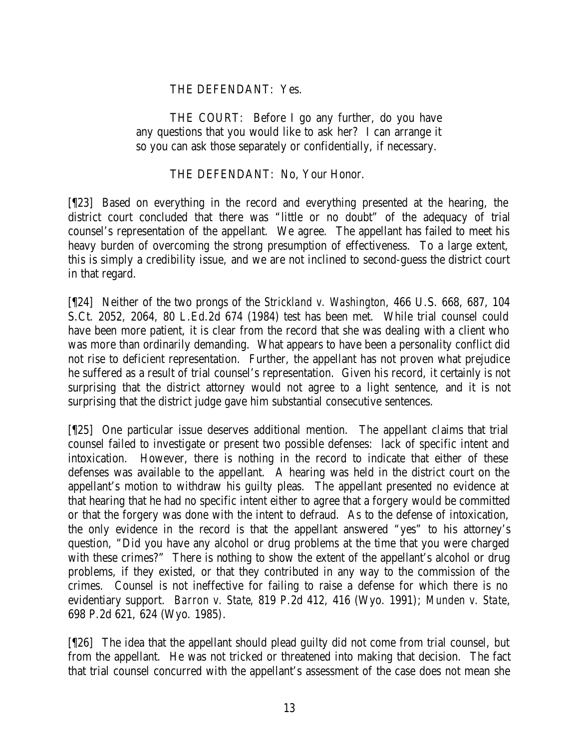THE DEFENDANT: Yes.

THE COURT: Before I go any further, do you have any questions that you would like to ask her? I can arrange it so you can ask those separately or confidentially, if necessary.

THE DEFENDANT: No, Your Honor.

[¶23] Based on everything in the record and everything presented at the hearing, the district court concluded that there was "little or no doubt" of the adequacy of trial counsel's representation of the appellant. We agree. The appellant has failed to meet his heavy burden of overcoming the strong presumption of effectiveness. To a large extent, this is simply a credibility issue, and we are not inclined to second-guess the district court in that regard.

[¶24] Neither of the two prongs of the *Strickland v. Washington*, 466 U.S. 668, 687, 104 S.Ct. 2052, 2064, 80 L.Ed.2d 674 (1984) test has been met. While trial counsel could have been more patient, it is clear from the record that she was dealing with a client who was more than ordinarily demanding. What appears to have been a personality conflict did not rise to deficient representation. Further, the appellant has not proven what prejudice he suffered as a result of trial counsel's representation. Given his record, it certainly is not surprising that the district attorney would not agree to a light sentence, and it is not surprising that the district judge gave him substantial consecutive sentences.

[¶25] One particular issue deserves additional mention. The appellant claims that trial counsel failed to investigate or present two possible defenses: lack of specific intent and intoxication. However, there is nothing in the record to indicate that either of these defenses was available to the appellant. A hearing was held in the district court on the appellant's motion to withdraw his guilty pleas. The appellant presented no evidence at that hearing that he had no specific intent either to agree that a forgery would be committed or that the forgery was done with the intent to defraud. As to the defense of intoxication, the only evidence in the record is that the appellant answered "yes" to his attorney's question, "Did you have any alcohol or drug problems at the time that you were charged with these crimes?" There is nothing to show the extent of the appellant's alcohol or drug problems, if they existed, or that they contributed in any way to the commission of the crimes. Counsel is not ineffective for failing to raise a defense for which there is no evidentiary support. *Barron v. State*, 819 P.2d 412, 416 (Wyo. 1991); *Munden v. State*, 698 P.2d 621, 624 (Wyo. 1985).

[¶26] The idea that the appellant should plead guilty did not come from trial counsel, but from the appellant. He was not tricked or threatened into making that decision. The fact that trial counsel concurred with the appellant's assessment of the case does not mean she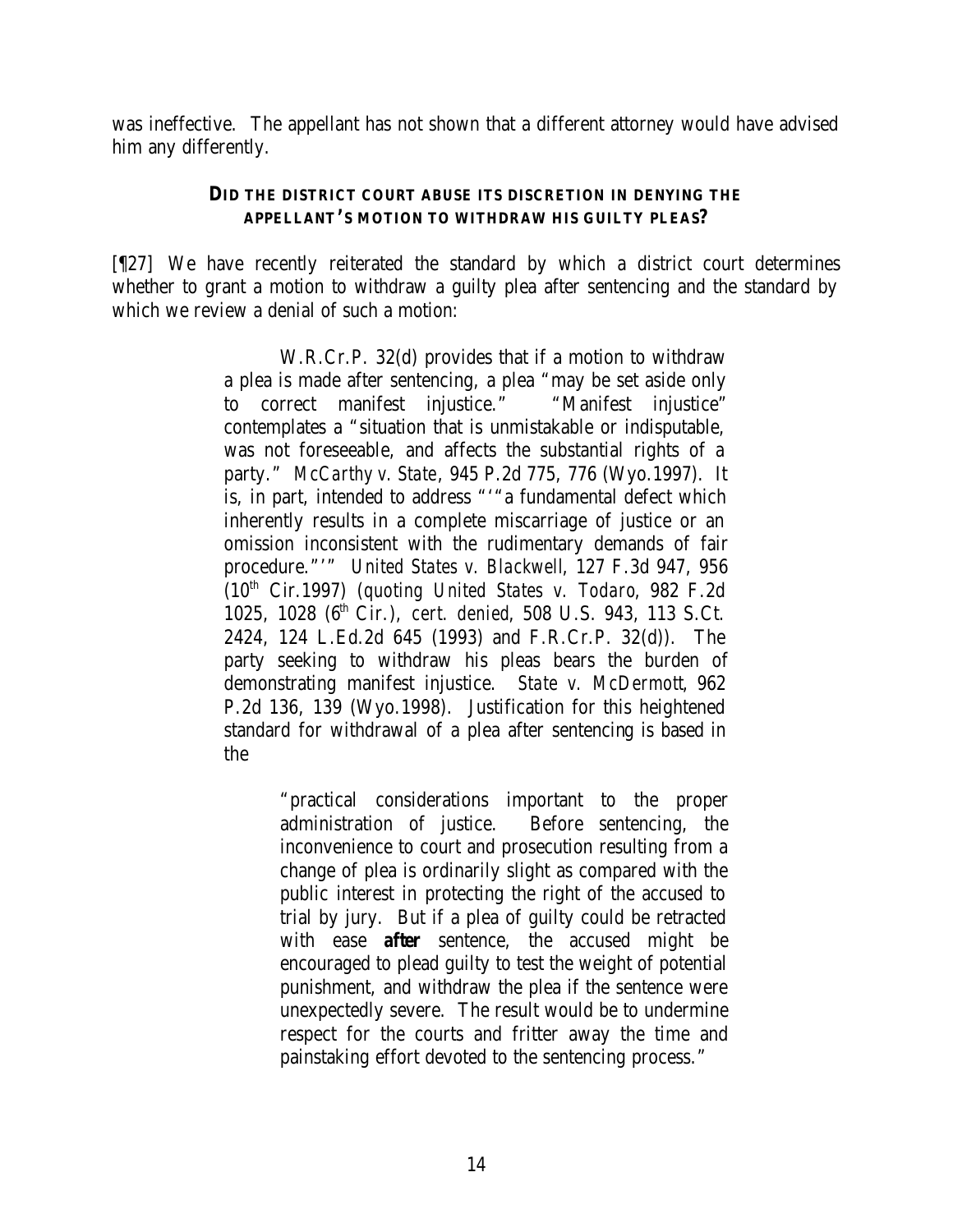was ineffective. The appellant has not shown that a different attorney would have advised him any differently.

### DID THE DISTRICT COURT ABUSE ITS DISCRETION IN DENYING THE APPELLANT'S MOTION TO WITHDRAW HIS GUILTY PLEAS?

[¶27] We have recently reiterated the standard by which a district court determines whether to grant a motion to withdraw a guilty plea after sentencing and the standard by which we review a denial of such a motion:

> W.R.Cr.P. 32(d) provides that if a motion to withdraw a plea is made after sentencing, a plea "may be set aside only to correct manifest injustice." "Manifest injustice" contemplates a "situation that is unmistakable or indisputable, was not foreseeable, and affects the substantial rights of a party." *McCarthy v. State*, 945 P.2d 775, 776 (Wyo.1997). It is, in part, intended to address "'"a fundamental defect which inherently results in a complete miscarriage of justice or an omission inconsistent with the rudimentary demands of fair procedure."'" *United States v. Blackwell*, 127 F.3d 947, 956 (10th Cir.1997) (*quoting United States v. Todaro*, 982 F.2d 1025, 1028 (6th Cir.), *cert. denied*, 508 U.S. 943, 113 S.Ct. 2424, 124 L.Ed.2d 645 (1993) and F.R.Cr.P. 32(d)). The party seeking to withdraw his pleas bears the burden of demonstrating manifest injustice. *State v. McDermott*, 962 P.2d 136, 139 (Wyo.1998). Justification for this heightened standard for withdrawal of a plea after sentencing is based in the
>
> > "practical considerations important to the proper administration of justice. Before sentencing, the inconvenience to court and prosecution resulting from a change of plea is ordinarily slight as compared with the public interest in protecting the right of the accused to trial by jury. But if a plea of guilty could be retracted with ease **after** sentence, the accused might be encouraged to plead guilty to test the weight of potential punishment, and withdraw the plea if the sentence were unexpectedly severe. The result would be to undermine respect for the courts and fritter away the time and painstaking effort devoted to the sentencing process."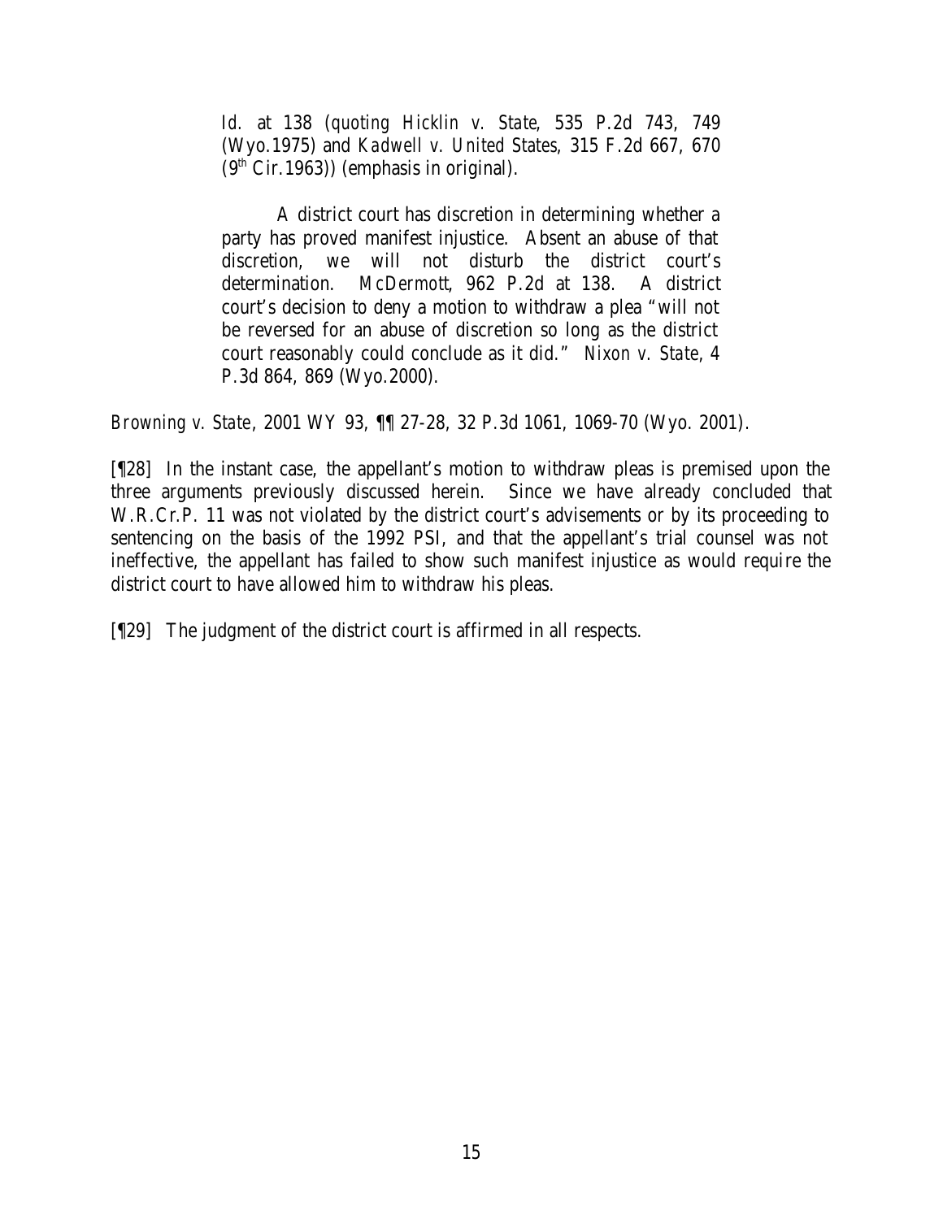> *Id.* at 138 (*quoting Hicklin v. State*, 535 P.2d 743, 749 (Wyo.1975) and *Kadwell v. United States*, 315 F.2d 667, 670 (9th Cir.1963)) (emphasis in original).
>
> A district court has discretion in determining whether a party has proved manifest injustice. Absent an abuse of that discretion, we will not disturb the district court's determination. *McDermott*, 962 P.2d at 138. A district court's decision to deny a motion to withdraw a plea "will not be reversed for an abuse of discretion so long as the district court reasonably could conclude as it did." *Nixon v. State*, 4 P.3d 864, 869 (Wyo.2000).

*Browning v. State*, 2001 WY 93, ¶¶ 27-28, 32 P.3d 1061, 1069-70 (Wyo. 2001).

[¶28] In the instant case, the appellant's motion to withdraw pleas is premised upon the three arguments previously discussed herein. Since we have already concluded that W.R.Cr.P. 11 was not violated by the district court's advisements or by its proceeding to sentencing on the basis of the 1992 PSI, and that the appellant's trial counsel was not ineffective, the appellant has failed to show such manifest injustice as would require the district court to have allowed him to withdraw his pleas.

[¶29] The judgment of the district court is affirmed in all respects.